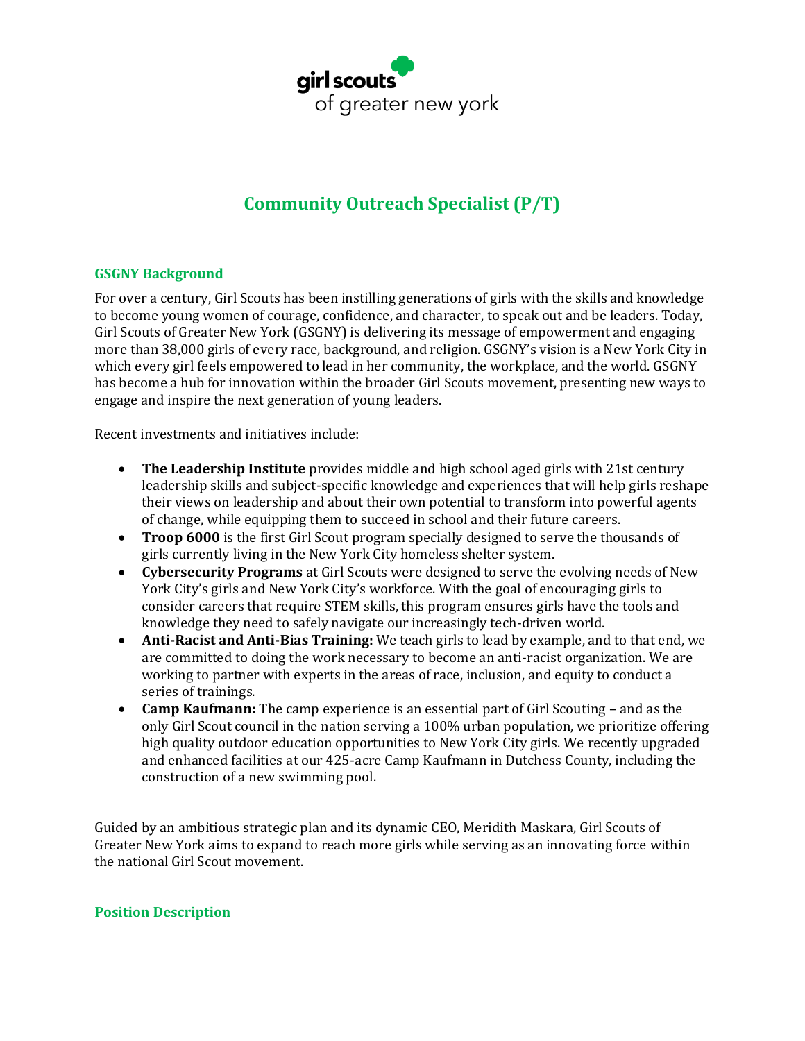girl scouts of greater new york

# Community Outreach Specialist (P/T)

## GSGNY Background

For over a century, Girl Scouts has been instilling generations of girls with the skills and knowledge to become young women of courage, confidence, and character, to speak out and be leaders. Today, Girl Scouts of Greater New York (GSGNY) is delivering its message of empowerment and engaging more than 38,000 girls of every race, background, and religion. GSGNY's vision is a New York City in which every girl feels empowered to lead in her community, the workplace, and the world. GSGNY has become a hub for innovation within the broader Girl Scouts movement, presenting new ways to engage and inspire the next generation of young leaders.

Recent investments and initiatives include:

- **The Leadership Institute** provides middle and high school aged girls with 21st century leadership skills and subject-specific knowledge and experiences that will help girls reshape their views on leadership and about their own potential to transform into powerful agents of change, while equipping them to succeed in school and their future careers.
- **Troop 6000** is the first Girl Scout program specially designed to serve the thousands of girls currently living in the New York City homeless shelter system.
- **Cybersecurity Programs** at Girl Scouts were designed to serve the evolving needs of New York City's girls and New York City's workforce. With the goal of encouraging girls to consider careers that require STEM skills, this program ensures girls have the tools and knowledge they need to safely navigate our increasingly tech-driven world.
- **Anti-Racist and Anti-Bias Training:** We teach girls to lead by example, and to that end, we are committed to doing the work necessary to become an anti-racist organization. We are working to partner with experts in the areas of race, inclusion, and equity to conduct a series of trainings.
- **Camp Kaufmann:** The camp experience is an essential part of Girl Scouting – and as the only Girl Scout council in the nation serving a 100% urban population, we prioritize offering high quality outdoor education opportunities to New York City girls. We recently upgraded and enhanced facilities at our 425-acre Camp Kaufmann in Dutchess County, including the construction of a new swimming pool.

Guided by an ambitious strategic plan and its dynamic CEO, Meridith Maskara, Girl Scouts of Greater New York aims to expand to reach more girls while serving as an innovating force within the national Girl Scout movement.

## Position Description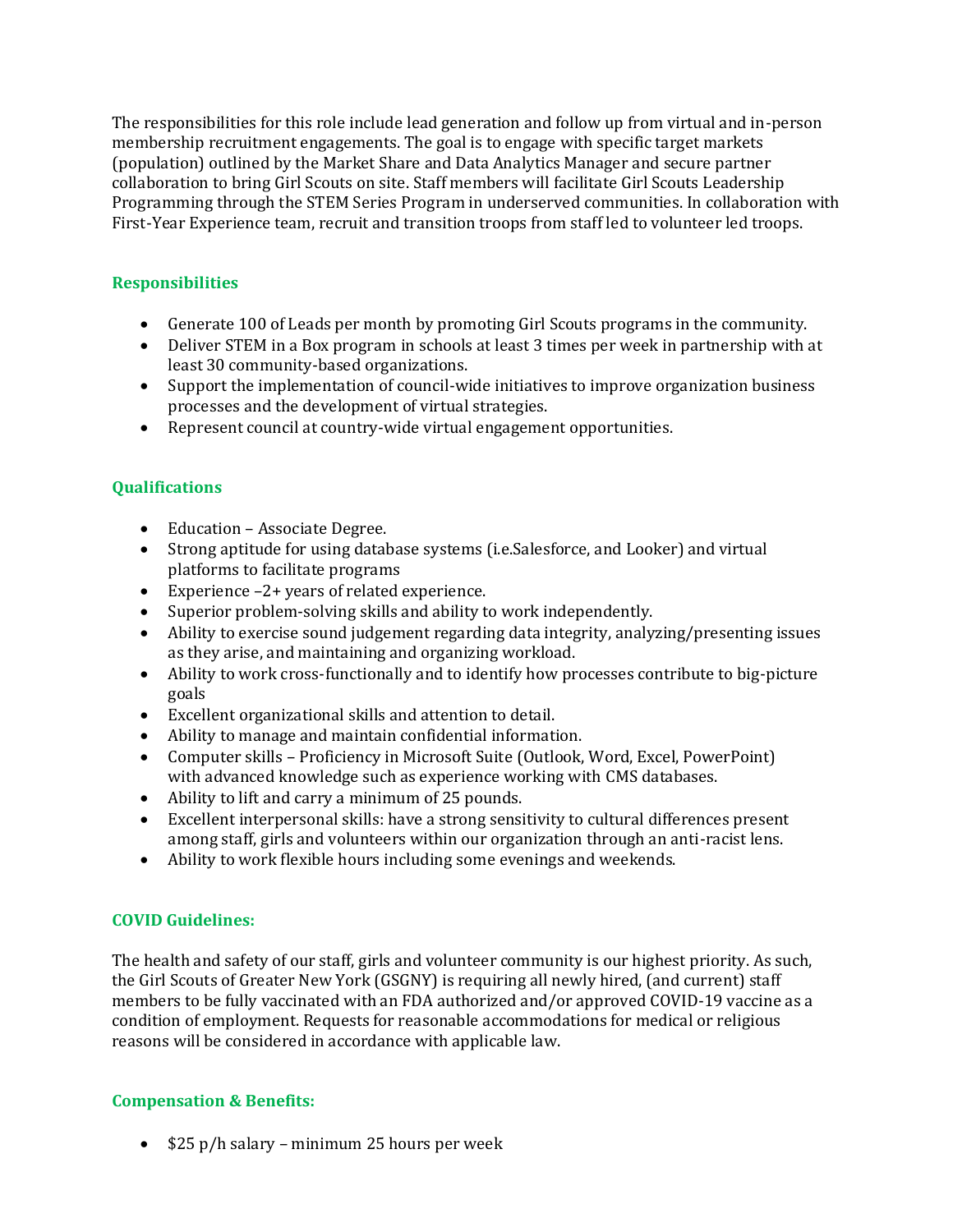The responsibilities for this role include lead generation and follow up from virtual and in-person membership recruitment engagements. The goal is to engage with specific target markets (population) outlined by the Market Share and Data Analytics Manager and secure partner collaboration to bring Girl Scouts on site. Staff members will facilitate Girl Scouts Leadership Programming through the STEM Series Program in underserved communities. In collaboration with First-Year Experience team, recruit and transition troops from staff led to volunteer led troops.

## Responsibilities

- Generate 100 of Leads per month by promoting Girl Scouts programs in the community.
- Deliver STEM in a Box program in schools at least 3 times per week in partnership with at least 30 community-based organizations.
- Support the implementation of council-wide initiatives to improve organization business processes and the development of virtual strategies.
- Represent council at country-wide virtual engagement opportunities.

## Qualifications

- Education – Associate Degree.
- Strong aptitude for using database systems (i.e.Salesforce, and Looker) and virtual platforms to facilitate programs
- Experience –2+ years of related experience.
- Superior problem-solving skills and ability to work independently.
- Ability to exercise sound judgement regarding data integrity, analyzing/presenting issues as they arise, and maintaining and organizing workload.
- Ability to work cross-functionally and to identify how processes contribute to big-picture goals
- Excellent organizational skills and attention to detail.
- Ability to manage and maintain confidential information.
- Computer skills – Proficiency in Microsoft Suite (Outlook, Word, Excel, PowerPoint) with advanced knowledge such as experience working with CMS databases.
- Ability to lift and carry a minimum of 25 pounds.
- Excellent interpersonal skills: have a strong sensitivity to cultural differences present among staff, girls and volunteers within our organization through an anti-racist lens.
- Ability to work flexible hours including some evenings and weekends.

## COVID Guidelines:

The health and safety of our staff, girls and volunteer community is our highest priority. As such, the Girl Scouts of Greater New York (GSGNY) is requiring all newly hired, (and current) staff members to be fully vaccinated with an FDA authorized and/or approved COVID-19 vaccine as a condition of employment. Requests for reasonable accommodations for medical or religious reasons will be considered in accordance with applicable law.

## Compensation & Benefits:

- $25 p/h salary – minimum 25 hours per week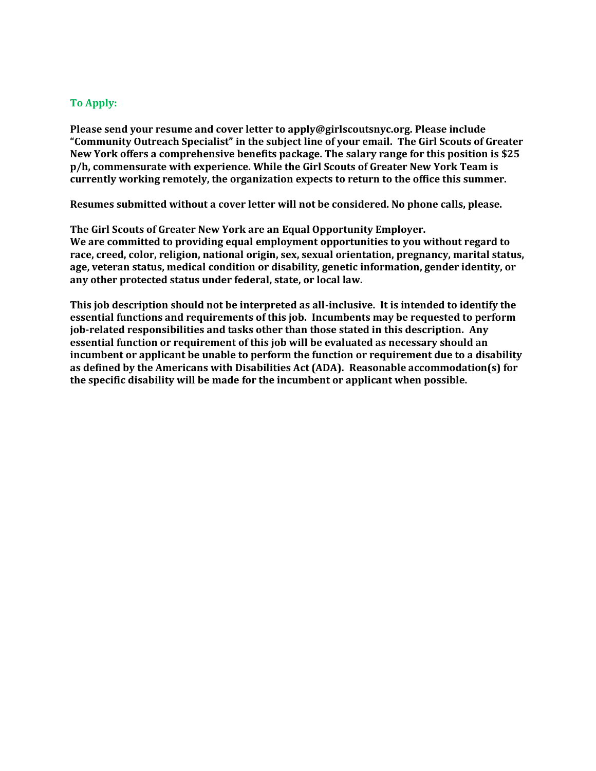## To Apply:

**Please send your resume and cover letter to apply@girlscoutsnyc.org. Please include "Community Outreach Specialist" in the subject line of your email. The Girl Scouts of Greater New York offers a comprehensive benefits package. The salary range for this position is $25 p/h, commensurate with experience. While the Girl Scouts of Greater New York Team is currently working remotely, the organization expects to return to the office this summer.**

**Resumes submitted without a cover letter will not be considered. No phone calls, please.**

**The Girl Scouts of Greater New York are an Equal Opportunity Employer.**
**We are committed to providing equal employment opportunities to you without regard to race, creed, color, religion, national origin, sex, sexual orientation, pregnancy, marital status, age, veteran status, medical condition or disability, genetic information, gender identity, or any other protected status under federal, state, or local law.**

**This job description should not be interpreted as all-inclusive. It is intended to identify the essential functions and requirements of this job. Incumbents may be requested to perform job-related responsibilities and tasks other than those stated in this description. Any essential function or requirement of this job will be evaluated as necessary should an incumbent or applicant be unable to perform the function or requirement due to a disability as defined by the Americans with Disabilities Act (ADA). Reasonable accommodation(s) for the specific disability will be made for the incumbent or applicant when possible.**